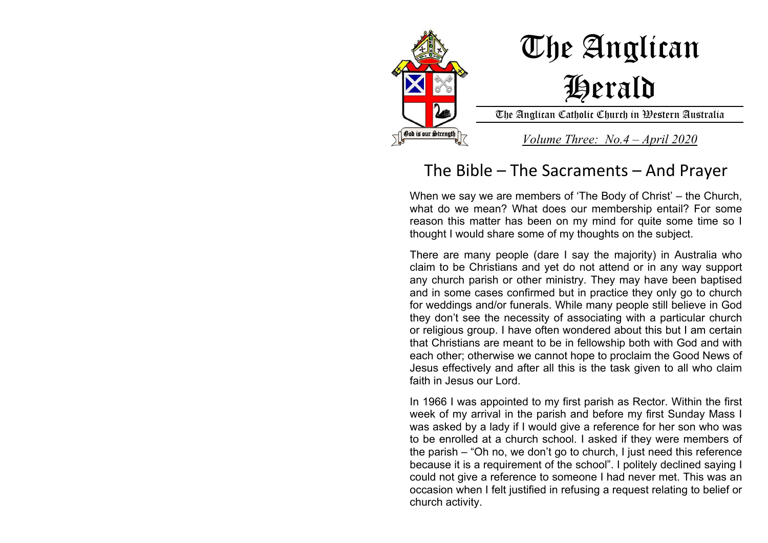# The Anglican Herald

The Anglican Catholic Church in Western Australia

*Volume Three: No.4 – April 2020*

God is our Strength

## The Bible – The Sacraments – And Prayer

When we say we are members of 'The Body of Christ' – the Church, what do we mean? What does our membership entail? For some reason this matter has been on my mind for quite some time so I thought I would share some of my thoughts on the subject.

There are many people (dare I say the majority) in Australia who claim to be Christians and yet do not attend or in any way support any church parish or other ministry. They may have been baptised and in some cases confirmed but in practice they only go to church for weddings and/or funerals. While many people still believe in God they don't see the necessity of associating with a particular church or religious group. I have often wondered about this but I am certain that Christians are meant to be in fellowship both with God and with each other; otherwise we cannot hope to proclaim the Good News of Jesus effectively and after all this is the task given to all who claim faith in Jesus our Lord.

In 1966 I was appointed to my first parish as Rector. Within the first week of my arrival in the parish and before my first Sunday Mass I was asked by a lady if I would give a reference for her son who was to be enrolled at a church school. I asked if they were members of the parish – "Oh no, we don't go to church, I just need this reference because it is a requirement of the school". I politely declined saying I could not give a reference to someone I had never met. This was an occasion when I felt justified in refusing a request relating to belief or church activity.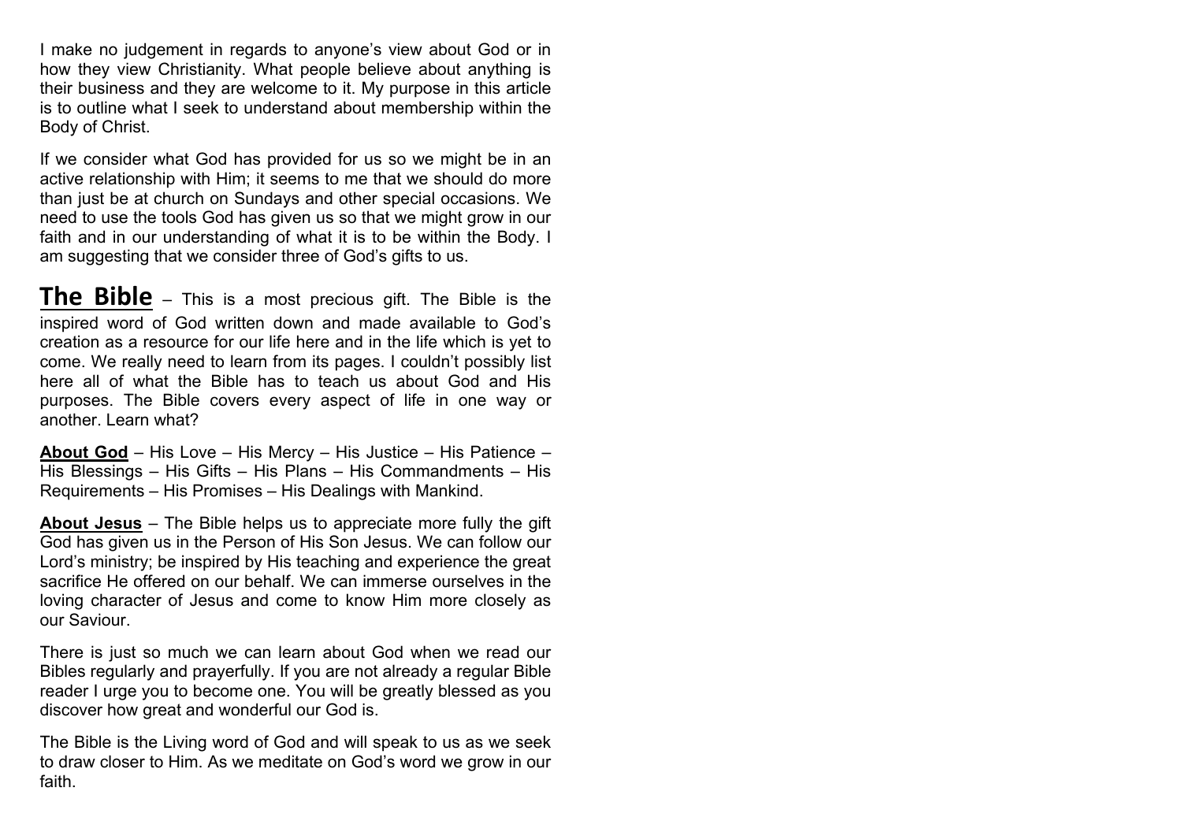I make no judgement in regards to anyone's view about God or in how they view Christianity. What people believe about anything is their business and they are welcome to it. My purpose in this article is to outline what I seek to understand about membership within the Body of Christ.

If we consider what God has provided for us so we might be in an active relationship with Him; it seems to me that we should do more than just be at church on Sundays and other special occasions. We need to use the tools God has given us so that we might grow in our faith and in our understanding of what it is to be within the Body. I am suggesting that we consider three of God's gifts to us.

**The Bible** – This is a most precious gift. The Bible is the inspired word of God written down and made available to God's creation as a resource for our life here and in the life which is yet to come. We really need to learn from its pages. I couldn't possibly list here all of what the Bible has to teach us about God and His purposes. The Bible covers every aspect of life in one way or another. Learn what?

**About God** – His Love – His Mercy – His Justice – His Patience – His Blessings – His Gifts – His Plans – His Commandments – His Requirements – His Promises – His Dealings with Mankind.

**About Jesus** – The Bible helps us to appreciate more fully the gift God has given us in the Person of His Son Jesus. We can follow our Lord's ministry; be inspired by His teaching and experience the great sacrifice He offered on our behalf. We can immerse ourselves in the loving character of Jesus and come to know Him more closely as our Saviour.

There is just so much we can learn about God when we read our Bibles regularly and prayerfully. If you are not already a regular Bible reader I urge you to become one. You will be greatly blessed as you discover how great and wonderful our God is.

The Bible is the Living word of God and will speak to us as we seek to draw closer to Him. As we meditate on God's word we grow in our faith.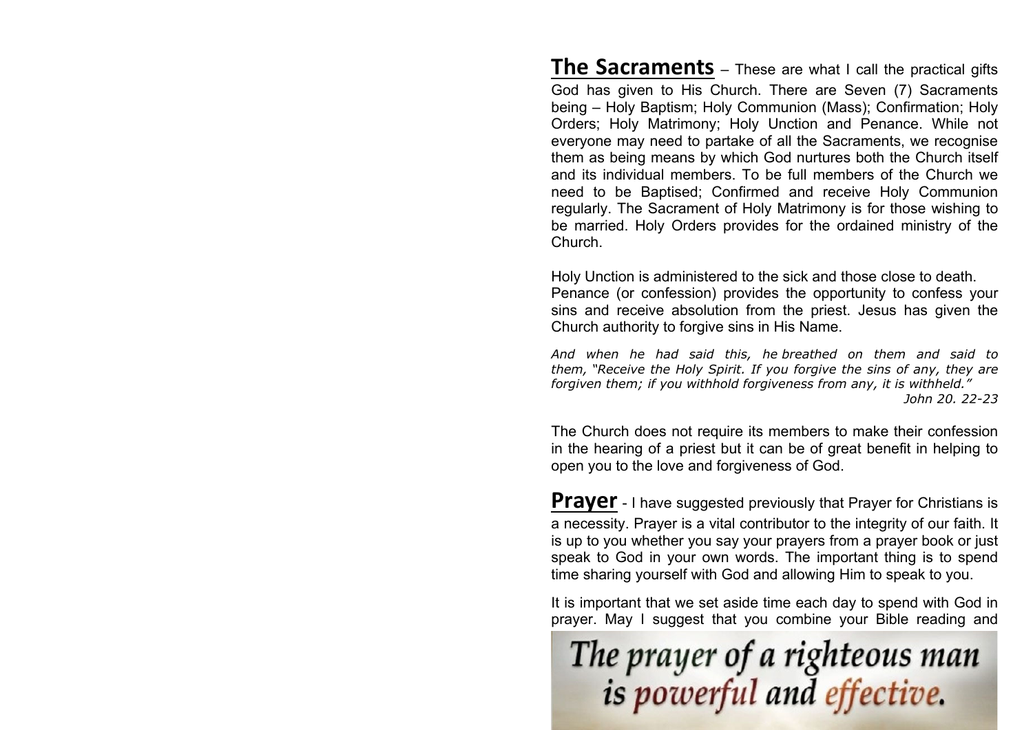**The Sacraments** – These are what I call the practical gifts God has given to His Church. There are Seven (7) Sacraments being – Holy Baptism; Holy Communion (Mass); Confirmation; Holy Orders; Holy Matrimony; Holy Unction and Penance. While not everyone may need to partake of all the Sacraments, we recognise them as being means by which God nurtures both the Church itself and its individual members. To be full members of the Church we need to be Baptised; Confirmed and receive Holy Communion regularly. The Sacrament of Holy Matrimony is for those wishing to be married. Holy Orders provides for the ordained ministry of the Church.

Holy Unction is administered to the sick and those close to death.
Penance (or confession) provides the opportunity to confess your sins and receive absolution from the priest. Jesus has given the Church authority to forgive sins in His Name.

*And when he had said this, he breathed on them and said to them, "Receive the Holy Spirit. If you forgive the sins of any, they are forgiven them; if you withhold forgiveness from any, it is withheld."*
*John 20. 22-23*

The Church does not require its members to make their confession in the hearing of a priest but it can be of great benefit in helping to open you to the love and forgiveness of God.

**Prayer** - I have suggested previously that Prayer for Christians is a necessity. Prayer is a vital contributor to the integrity of our faith. It is up to you whether you say your prayers from a prayer book or just speak to God in your own words. The important thing is to spend time sharing yourself with God and allowing Him to speak to you.

It is important that we set aside time each day to spend with God in prayer. May I suggest that you combine your Bible reading and

The prayer of a righteous man is powerful and effective.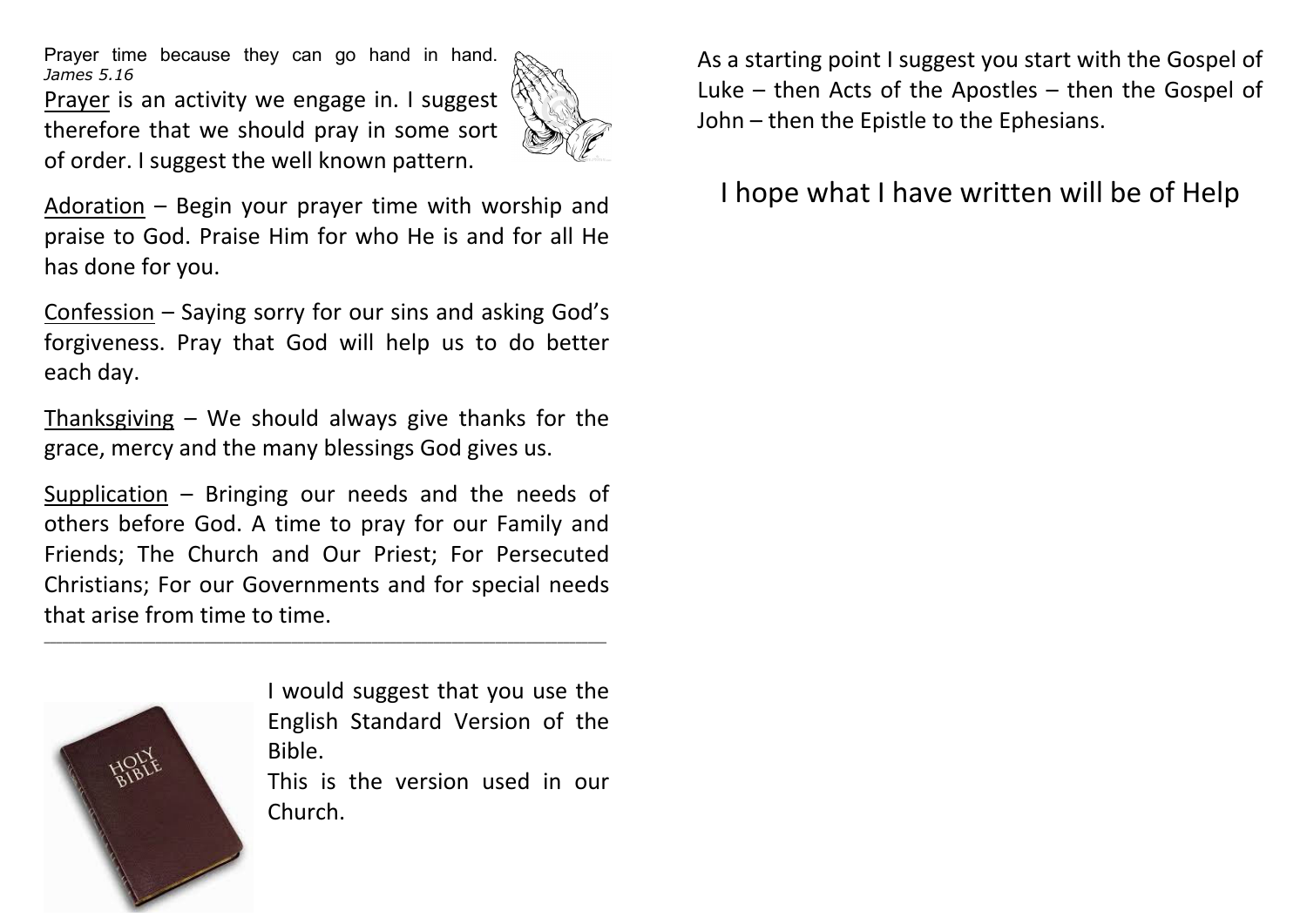Prayer time because they can go hand in hand.
*James 5.16*

Prayer is an activity we engage in. I suggest therefore that we should pray in some sort of order. I suggest the well known pattern.

Adoration – Begin your prayer time with worship and praise to God. Praise Him for who He is and for all He has done for you.

Confession – Saying sorry for our sins and asking God's forgiveness. Pray that God will help us to do better each day.

Thanksgiving – We should always give thanks for the grace, mercy and the many blessings God gives us.

Supplication – Bringing our needs and the needs of others before God. A time to pray for our Family and Friends; The Church and Our Priest; For Persecuted Christians; For our Governments and for special needs that arise from time to time.

---

I would suggest that you use the English Standard Version of the Bible.
This is the version used in our Church.

As a starting point I suggest you start with the Gospel of Luke – then Acts of the Apostles – then the Gospel of John – then the Epistle to the Ephesians.

I hope what I have written will be of Help